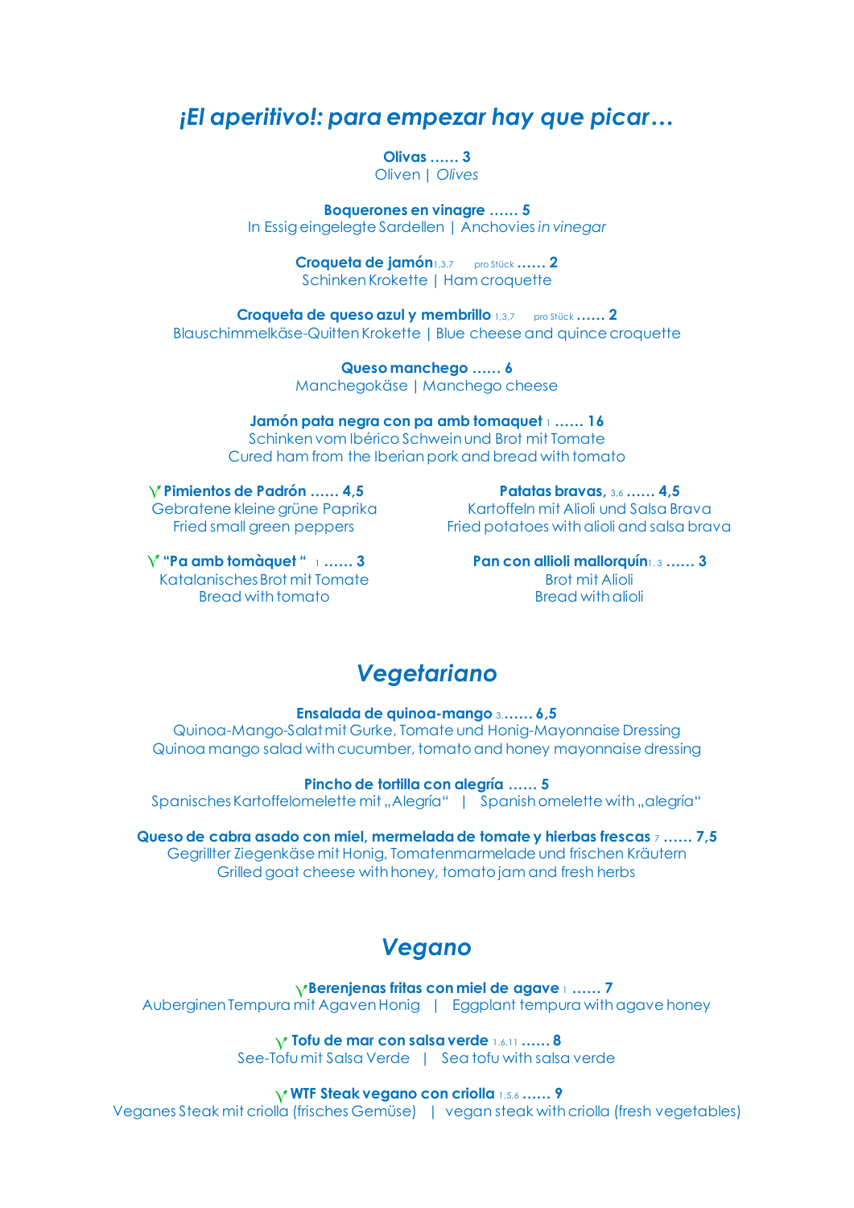## *¡El aperitivo!: para empezar hay que picar…*

**Olivas …… 3**
Oliven | *Olives*

**Boquerones en vinagre …… 5**
In Essig eingelegte Sardellen | Anchovies *in vinegar*

**Croqueta de jamón** 1,3,7 pro Stück **…… 2**
Schinken Krokette | Ham croquette

**Croqueta de queso azul y membrillo** 1,3,7 pro Stück **…… 2**
Blauschimmelkäse-Quitten Krokette | Blue cheese and quince croquette

**Queso manchego …… 6**
Manchegokäse | Manchego cheese

**Jamón pata negra con pa amb tomaquet** 1 **…… 16**
Schinken vom Ibérico Schwein und Brot mit Tomate
Cured ham from the Iberian pork and bread with tomato

**Pimientos de Padrón …… 4,5**
Gebratene kleine grüne Paprika
Fried small green peppers

**“Pa amb tomàquet “** 1 **…… 3**
Katalanisches Brot mit Tomate
Bread with tomato

**Patatas bravas,** 3,6 **…… 4,5**
Kartoffeln mit Alioli und Salsa Brava
Fried potatoes with alioli and salsa brava

**Pan con allioli mallorquín** 1,3 **…… 3**
Brot mit Alioli
Bread with alioli

## *Vegetariano*

**Ensalada de quinoa-mango** 3 **…… 6,5**
Quinoa-Mango-Salat mit Gurke, Tomate und Honig-Mayonnaise Dressing
Quinoa mango salad with cucumber, tomato and honey mayonnaise dressing

**Pincho de tortilla con alegría …… 5**
Spanisches Kartoffelomelette mit „Alegría“ | Spanish omelette with „alegría“

**Queso de cabra asado con miel, mermelada de tomate y hierbas frescas** 7 **…… 7,5**
Gegrillter Ziegenkäse mit Honig, Tomatenmarmelade und frischen Kräutern
Grilled goat cheese with honey, tomato jam and fresh herbs

## *Vegano*

**Berenjenas fritas con miel de agave** 1 **…… 7**
Auberginen Tempura mit Agaven Honig | Eggplant tempura with agave honey

**Tofu de mar con salsa verde** 1,6,11 **…… 8**
See-Tofu mit Salsa Verde | Sea tofu with salsa verde

**WTF Steak vegano con criolla** 1,5,6 **…… 9**
Veganes Steak mit criolla (frisches Gemüse) | vegan steak with criolla (fresh vegetables)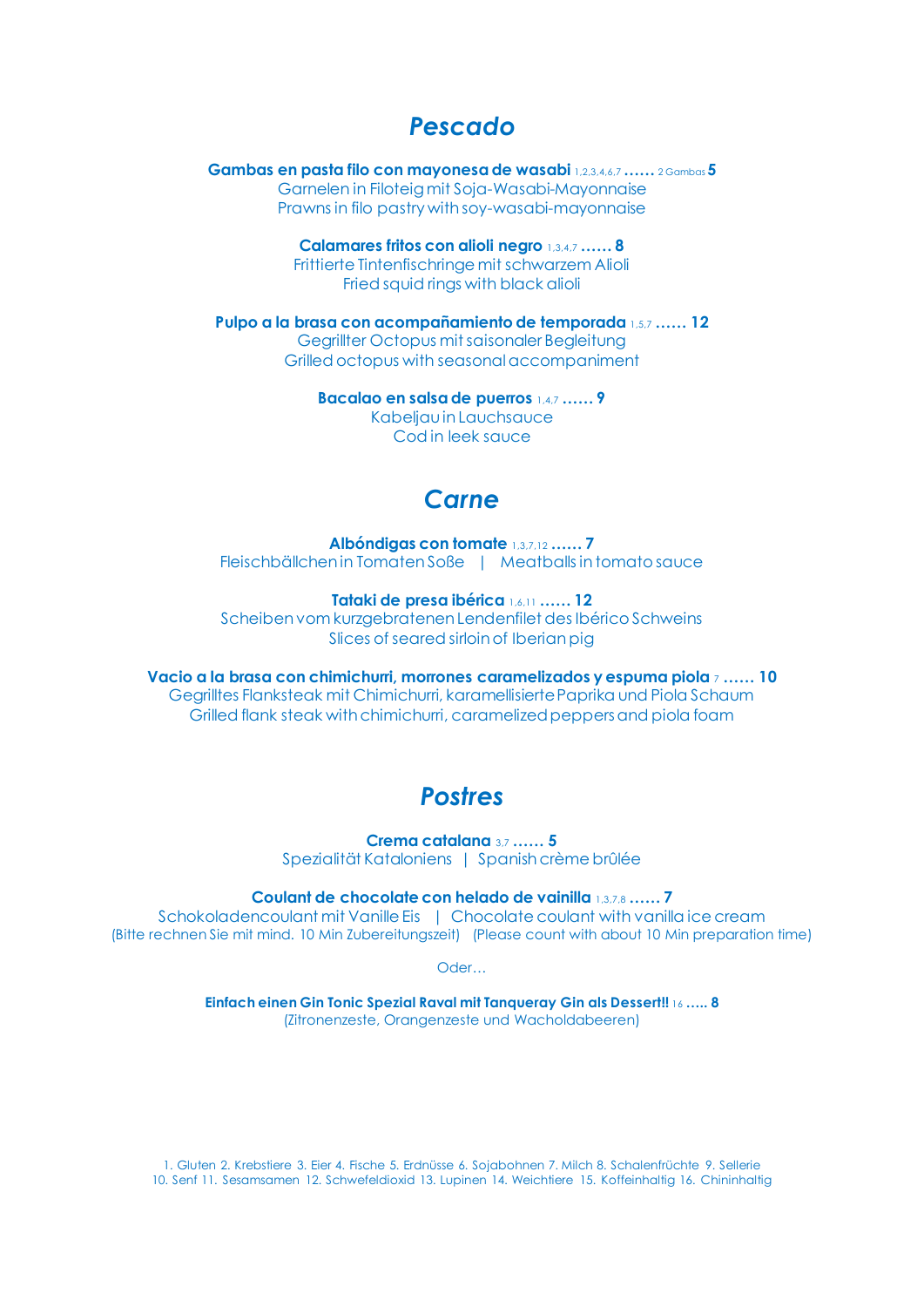## *Pescado*

**Gambas en pasta filo con mayonesa de wasabi** 1,2,3,4,6,7 **……** 2 Gambas **5**
Garnelen in Filoteig mit Soja-Wasabi-Mayonnaise
Prawns in filo pastry with soy-wasabi-mayonnaise

**Calamares fritos con alioli negro** 1,3,4,7 **…… 8**
Frittierte Tintenfischringe mit schwarzem Alioli
Fried squid rings with black alioli

**Pulpo a la brasa con acompañamiento de temporada** 1,5,7 **…… 12**
Gegrillter Octopus mit saisonaler Begleitung
Grilled octopus with seasonal accompaniment

**Bacalao en salsa de puerros** 1,4,7 **…… 9**
Kabeljau in Lauchsauce
Cod in leek sauce

## *Carne*

**Albóndigas con tomate** 1,3,7,12 **…… 7**
Fleischbällchen in Tomaten Soße | Meatballs in tomato sauce

**Tataki de presa ibérica** 1,6,11 **…… 12**
Scheiben vom kurzgebratenen Lendenfilet des Ibérico Schweins
Slices of seared sirloin of Iberian pig

**Vacio a la brasa con chimichurri, morrones caramelizados y espuma piola** 7 **…… 10**
Gegrilltes Flanksteak mit Chimichurri, karamellisierte Paprika und Piola Schaum
Grilled flank steak with chimichurri, caramelized peppers and piola foam

## *Postres*

**Crema catalana** 3,7 **…… 5**
Spezialität Kataloniens | Spanish crème brûlée

**Coulant de chocolate con helado de vainilla** 1,3,7,8 **…… 7**
Schokoladencoulant mit Vanille Eis | Chocolate coulant with vanilla ice cream
(Bitte rechnen Sie mit mind. 10 Min Zubereitungszeit) (Please count with about 10 Min preparation time)

Oder…

**Einfach einen Gin Tonic Spezial Raval mit Tanqueray Gin als Dessert!!** 16 **….. 8**
(Zitronenzeste, Orangenzeste und Wacholdabeeren)

1. Gluten 2. Krebstiere 3. Eier 4. Fische 5. Erdnüsse 6. Sojabohnen 7. Milch 8. Schalenfrüchte 9. Sellerie 10. Senf 11. Sesamsamen 12. Schwefeldioxid 13. Lupinen 14. Weichtiere 15. Koffeinhaltig 16. Chininhaltig